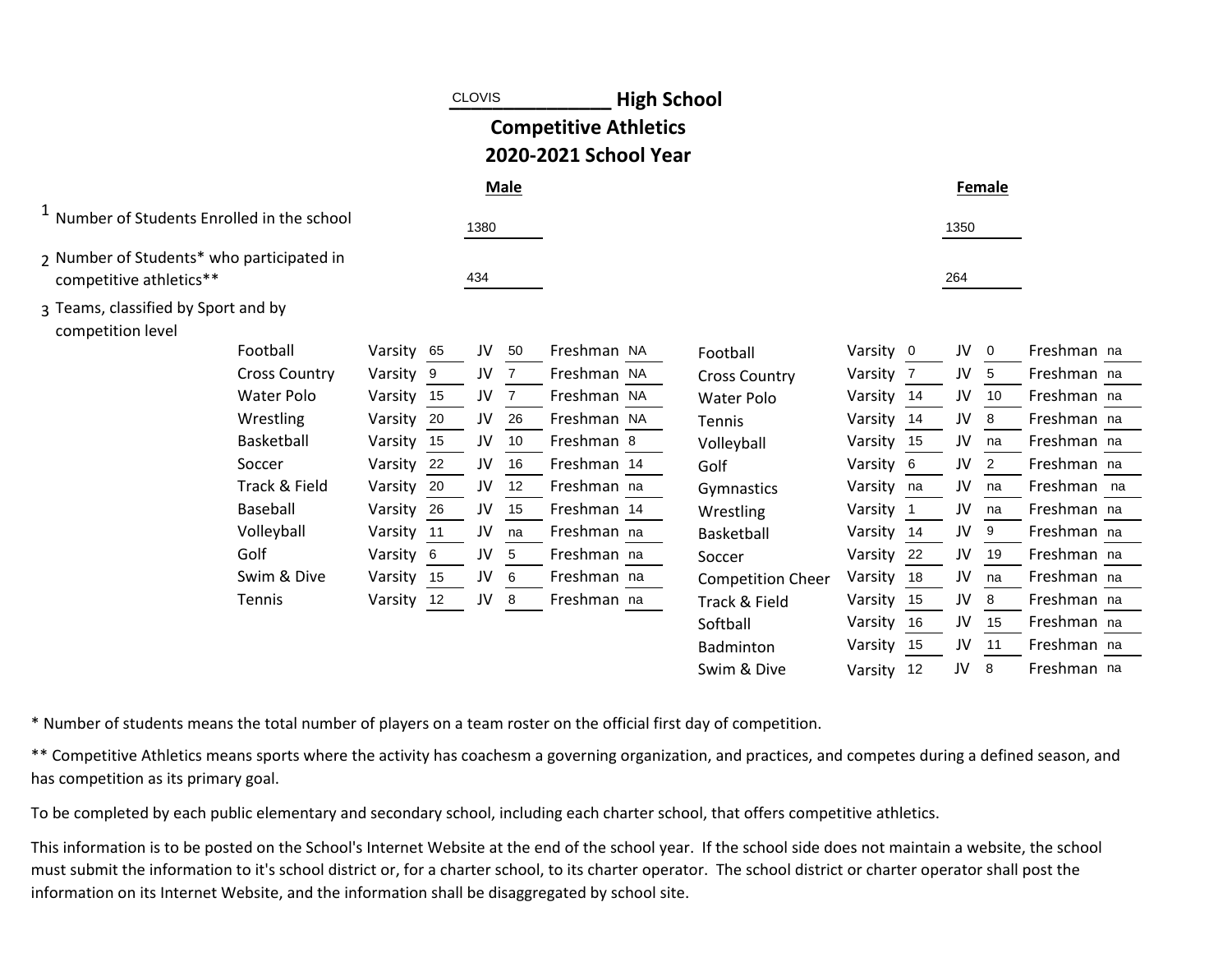# CLOVIS High School

## Competitive Athletics

## 2020-2021 School Year

| | Male | Female |
|---|---|---|
| 1 Number of Students Enrolled in the school | 1380 | 1350 |
| 2 Number of Students* who participated in competitive athletics** | 434 | 264 |

3 Teams, classified by Sport and by competition level

**Male**

| Sport | Varsity | JV | Freshman |
|---|---|---|---|
| Football | 65 | 50 | NA |
| Cross Country | 9 | 7 | NA |
| Water Polo | 15 | 7 | NA |
| Wrestling | 20 | 26 | NA |
| Basketball | 15 | 10 | 8 |
| Soccer | 22 | 16 | 14 |
| Track & Field | 20 | 12 | na |
| Baseball | 26 | 15 | 14 |
| Volleyball | 11 | na | na |
| Golf | 6 | 5 | na |
| Swim & Dive | 15 | 6 | na |
| Tennis | 12 | 8 | na |

**Female**

| Sport | Varsity | JV | Freshman |
|---|---|---|---|
| Football | 0 | 0 | na |
| Cross Country | 7 | 5 | na |
| Water Polo | 14 | 10 | na |
| Tennis | 14 | 8 | na |
| Volleyball | 15 | na | na |
| Golf | 6 | 2 | na |
| Gymnastics | na | na | na |
| Wrestling | 1 | na | na |
| Basketball | 14 | 9 | na |
| Soccer | 22 | 19 | na |
| Competition Cheer | 18 | na | na |
| Track & Field | 15 | 8 | na |
| Softball | 16 | 15 | na |
| Badminton | 15 | 11 | na |
| Swim & Dive | 12 | 8 | na |

* Number of students means the total number of players on a team roster on the official first day of competition.

** Competitive Athletics means sports where the activity has coachesm a governing organization, and practices, and competes during a defined season, and has competition as its primary goal.

To be completed by each public elementary and secondary school, including each charter school, that offers competitive athletics.

This information is to be posted on the School's Internet Website at the end of the school year. If the school side does not maintain a website, the school must submit the information to it's school district or, for a charter school, to its charter operator. The school district or charter operator shall post the information on its Internet Website, and the information shall be disaggregated by school site.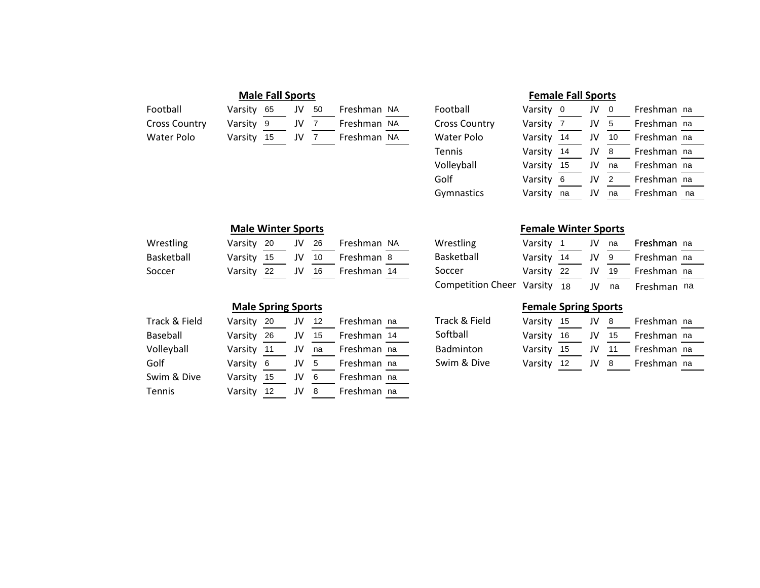**Male Fall Sports**

| | | | |
|---|---|---|---|
| Football | Varsity 65 | JV 50 | Freshman NA |
| Cross Country | Varsity 9 | JV 7 | Freshman NA |
| Water Polo | Varsity 15 | JV 7 | Freshman NA |

**Female Fall Sports**

| | | | |
|---|---|---|---|
| Football | Varsity 0 | JV 0 | Freshman na |
| Cross Country | Varsity 7 | JV 5 | Freshman na |
| Water Polo | Varsity 14 | JV 10 | Freshman na |
| Tennis | Varsity 14 | JV 8 | Freshman na |
| Volleyball | Varsity 15 | JV na | Freshman na |
| Golf | Varsity 6 | JV 2 | Freshman na |
| Gymnastics | Varsity na | JV na | Freshman na |

**Male Winter Sports**

| | | | |
|---|---|---|---|
| Wrestling | Varsity 20 | JV 26 | Freshman NA |
| Basketball | Varsity 15 | JV 10 | Freshman 8 |
| Soccer | Varsity 22 | JV 16 | Freshman 14 |

**Female Winter Sports**

| | | | |
|---|---|---|---|
| Wrestling | Varsity 1 | JV na | Freshman na |
| Basketball | Varsity 14 | JV 9 | Freshman na |
| Soccer | Varsity 22 | JV 19 | Freshman na |
| Competition Cheer | Varsity 18 | JV na | Freshman na |

**Male Spring Sports**

| | | | |
|---|---|---|---|
| Track & Field | Varsity 20 | JV 12 | Freshman na |
| Baseball | Varsity 26 | JV 15 | Freshman 14 |
| Volleyball | Varsity 11 | JV na | Freshman na |
| Golf | Varsity 6 | JV 5 | Freshman na |
| Swim & Dive | Varsity 15 | JV 6 | Freshman na |
| Tennis | Varsity 12 | JV 8 | Freshman na |

**Female Spring Sports**

| | | | |
|---|---|---|---|
| Track & Field | Varsity 15 | JV 8 | Freshman na |
| Softball | Varsity 16 | JV 15 | Freshman na |
| Badminton | Varsity 15 | JV 11 | Freshman na |
| Swim & Dive | Varsity 12 | JV 8 | Freshman na |